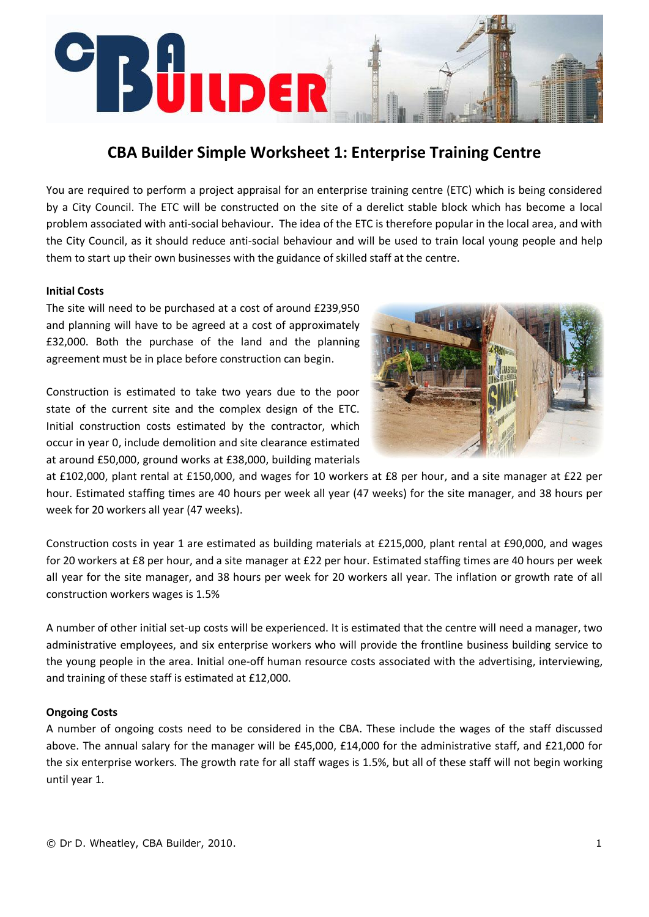# CBA Builder Simple Worksheet 1: Enterprise Training Centre

You are required to perform a project appraisal for an enterprise training centre (ETC) which is being considered by a City Council. The ETC will be constructed on the site of a derelict stable block which has become a local problem associated with anti-social behaviour. The idea of the ETC is therefore popular in the local area, and with the City Council, as it should reduce anti-social behaviour and will be used to train local young people and help them to start up their own businesses with the guidance of skilled staff at the centre.

**Initial Costs**

The site will need to be purchased at a cost of around £239,950 and planning will have to be agreed at a cost of approximately £32,000. Both the purchase of the land and the planning agreement must be in place before construction can begin.

Construction is estimated to take two years due to the poor state of the current site and the complex design of the ETC. Initial construction costs estimated by the contractor, which occur in year 0, include demolition and site clearance estimated at around £50,000, ground works at £38,000, building materials at £102,000, plant rental at £150,000, and wages for 10 workers at £8 per hour, and a site manager at £22 per hour. Estimated staffing times are 40 hours per week all year (47 weeks) for the site manager, and 38 hours per week for 20 workers all year (47 weeks).

Construction costs in year 1 are estimated as building materials at £215,000, plant rental at £90,000, and wages for 20 workers at £8 per hour, and a site manager at £22 per hour. Estimated staffing times are 40 hours per week all year for the site manager, and 38 hours per week for 20 workers all year. The inflation or growth rate of all construction workers wages is 1.5%

A number of other initial set-up costs will be experienced. It is estimated that the centre will need a manager, two administrative employees, and six enterprise workers who will provide the frontline business building service to the young people in the area. Initial one-off human resource costs associated with the advertising, interviewing, and training of these staff is estimated at £12,000.

**Ongoing Costs**

A number of ongoing costs need to be considered in the CBA. These include the wages of the staff discussed above. The annual salary for the manager will be £45,000, £14,000 for the administrative staff, and £21,000 for the six enterprise workers. The growth rate for all staff wages is 1.5%, but all of these staff will not begin working until year 1.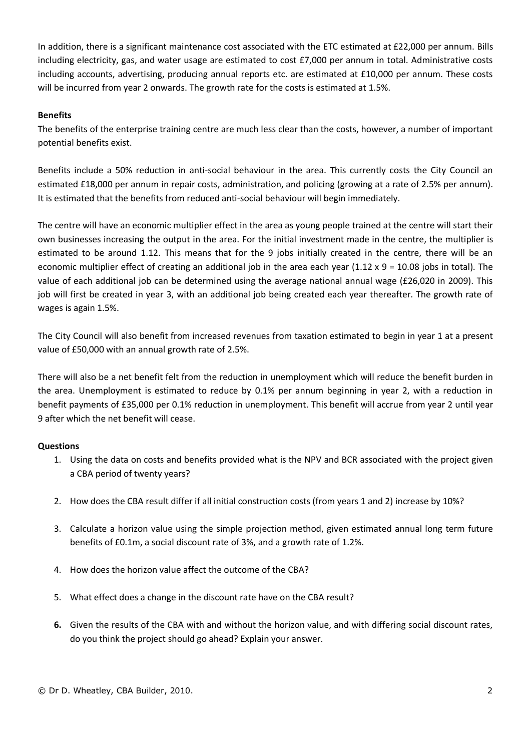In addition, there is a significant maintenance cost associated with the ETC estimated at £22,000 per annum. Bills including electricity, gas, and water usage are estimated to cost £7,000 per annum in total. Administrative costs including accounts, advertising, producing annual reports etc. are estimated at £10,000 per annum. These costs will be incurred from year 2 onwards. The growth rate for the costs is estimated at 1.5%.

**Benefits**

The benefits of the enterprise training centre are much less clear than the costs, however, a number of important potential benefits exist.

Benefits include a 50% reduction in anti-social behaviour in the area. This currently costs the City Council an estimated £18,000 per annum in repair costs, administration, and policing (growing at a rate of 2.5% per annum). It is estimated that the benefits from reduced anti-social behaviour will begin immediately.

The centre will have an economic multiplier effect in the area as young people trained at the centre will start their own businesses increasing the output in the area. For the initial investment made in the centre, the multiplier is estimated to be around 1.12. This means that for the 9 jobs initially created in the centre, there will be an economic multiplier effect of creating an additional job in the area each year (1.12 x 9 = 10.08 jobs in total). The value of each additional job can be determined using the average national annual wage (£26,020 in 2009). This job will first be created in year 3, with an additional job being created each year thereafter. The growth rate of wages is again 1.5%.

The City Council will also benefit from increased revenues from taxation estimated to begin in year 1 at a present value of £50,000 with an annual growth rate of 2.5%.

There will also be a net benefit felt from the reduction in unemployment which will reduce the benefit burden in the area. Unemployment is estimated to reduce by 0.1% per annum beginning in year 2, with a reduction in benefit payments of £35,000 per 0.1% reduction in unemployment. This benefit will accrue from year 2 until year 9 after which the net benefit will cease.

**Questions**

1. Using the data on costs and benefits provided what is the NPV and BCR associated with the project given a CBA period of twenty years?
2. How does the CBA result differ if all initial construction costs (from years 1 and 2) increase by 10%?
3. Calculate a horizon value using the simple projection method, given estimated annual long term future benefits of £0.1m, a social discount rate of 3%, and a growth rate of 1.2%.
4. How does the horizon value affect the outcome of the CBA?
5. What effect does a change in the discount rate have on the CBA result?
6. **Given the results of the CBA with and without the horizon value, and with differing social discount rates, do you think the project should go ahead? Explain your answer.**

© Dr D. Wheatley, CBA Builder, 2010.